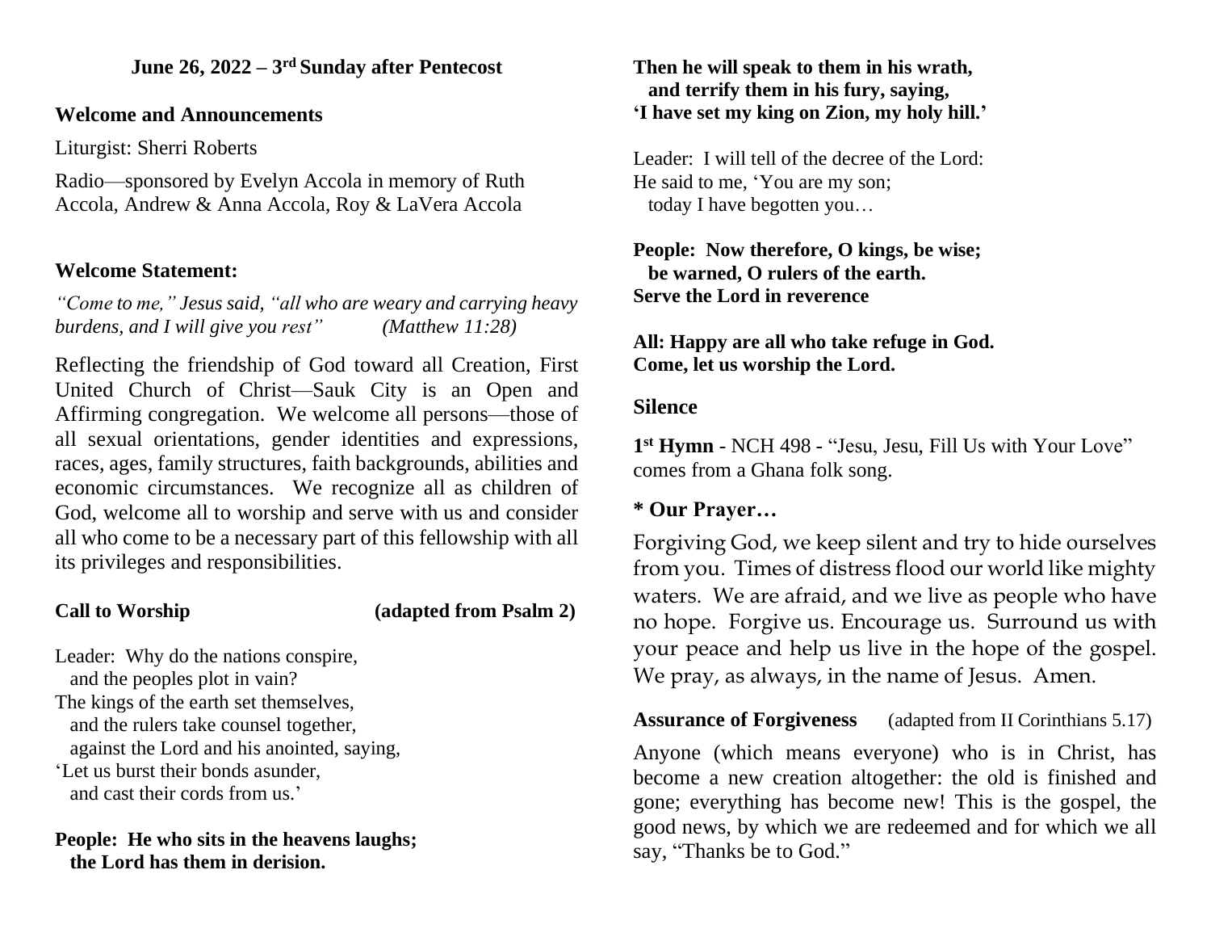## June 26, 2022 – 3rd Sunday after Pentecost

**Welcome and Announcements**

Liturgist: Sherri Roberts

Radio—sponsored by Evelyn Accola in memory of Ruth Accola, Andrew & Anna Accola, Roy & LaVera Accola

**Welcome Statement:**

*"Come to me," Jesus said, "all who are weary and carrying heavy burdens, and I will give you rest"* *(Matthew 11:28)*

Reflecting the friendship of God toward all Creation, First United Church of Christ—Sauk City is an Open and Affirming congregation. We welcome all persons—those of all sexual orientations, gender identities and expressions, races, ages, family structures, faith backgrounds, abilities and economic circumstances. We recognize all as children of God, welcome all to worship and serve with us and consider all who come to be a necessary part of this fellowship with all its privileges and responsibilities.

**Call to Worship** **(adapted from Psalm 2)**

Leader: Why do the nations conspire,
and the peoples plot in vain?
The kings of the earth set themselves,
and the rulers take counsel together,
against the Lord and his anointed, saying,
'Let us burst their bonds asunder,
and cast their cords from us.'

**People: He who sits in the heavens laughs;
the Lord has them in derision.
Then he will speak to them in his wrath,
and terrify them in his fury, saying,
'I have set my king on Zion, my holy hill.'**

Leader: I will tell of the decree of the Lord:
He said to me, 'You are my son;
today I have begotten you…

**People: Now therefore, O kings, be wise;
be warned, O rulers of the earth.
Serve the Lord in reverence**

**All: Happy are all who take refuge in God.
Come, let us worship the Lord.**

**Silence**

**1st Hymn** - NCH 498 - "Jesu, Jesu, Fill Us with Your Love" comes from a Ghana folk song.

**\* Our Prayer…**

Forgiving God, we keep silent and try to hide ourselves from you. Times of distress flood our world like mighty waters. We are afraid, and we live as people who have no hope. Forgive us. Encourage us. Surround us with your peace and help us live in the hope of the gospel. We pray, as always, in the name of Jesus. Amen.

**Assurance of Forgiveness** (adapted from II Corinthians 5.17)

Anyone (which means everyone) who is in Christ, has become a new creation altogether: the old is finished and gone; everything has become new! This is the gospel, the good news, by which we are redeemed and for which we all say, "Thanks be to God."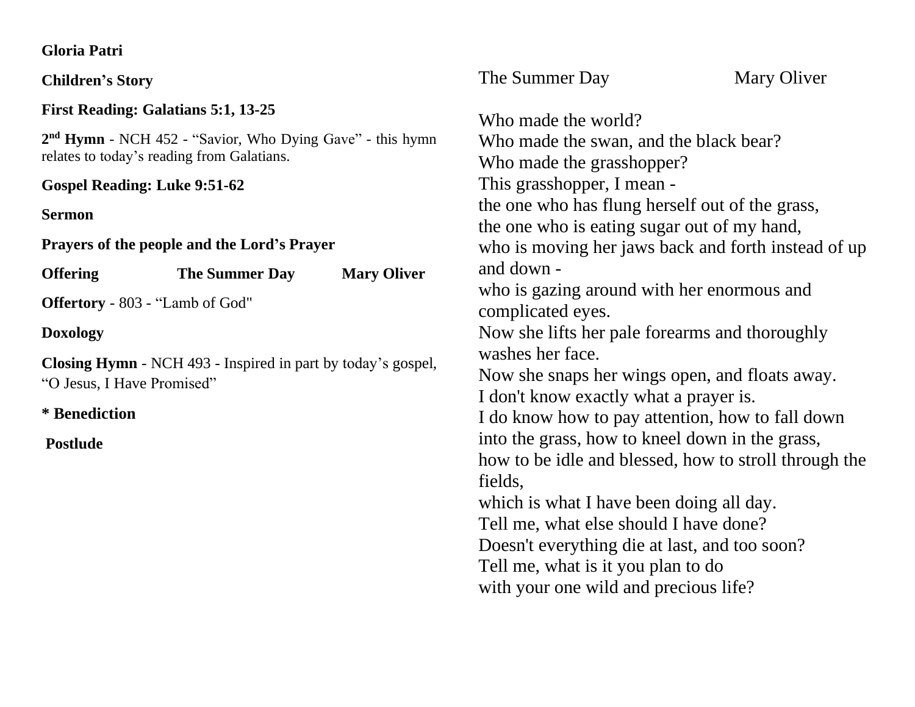**Gloria Patri**

**Children's Story**

**First Reading: Galatians 5:1, 13-25**

**2nd Hymn** - NCH 452 - "Savior, Who Dying Gave" - this hymn relates to today's reading from Galatians.

**Gospel Reading: Luke 9:51-62**

**Sermon**

**Prayers of the people and the Lord's Prayer**

**Offering** **The Summer Day** **Mary Oliver**

**Offertory** - 803 - "Lamb of God"

**Doxology**

**Closing Hymn** - NCH 493 - Inspired in part by today's gospel, "O Jesus, I Have Promised"

**\* Benediction**

**Postlude**

The Summer Day Mary Oliver

Who made the world?
Who made the swan, and the black bear?
Who made the grasshopper?
This grasshopper, I mean -
the one who has flung herself out of the grass,
the one who is eating sugar out of my hand,
who is moving her jaws back and forth instead of up and down -
who is gazing around with her enormous and complicated eyes.
Now she lifts her pale forearms and thoroughly washes her face.
Now she snaps her wings open, and floats away.
I don't know exactly what a prayer is.
I do know how to pay attention, how to fall down
into the grass, how to kneel down in the grass,
how to be idle and blessed, how to stroll through the fields,
which is what I have been doing all day.
Tell me, what else should I have done?
Doesn't everything die at last, and too soon?
Tell me, what is it you plan to do
with your one wild and precious life?